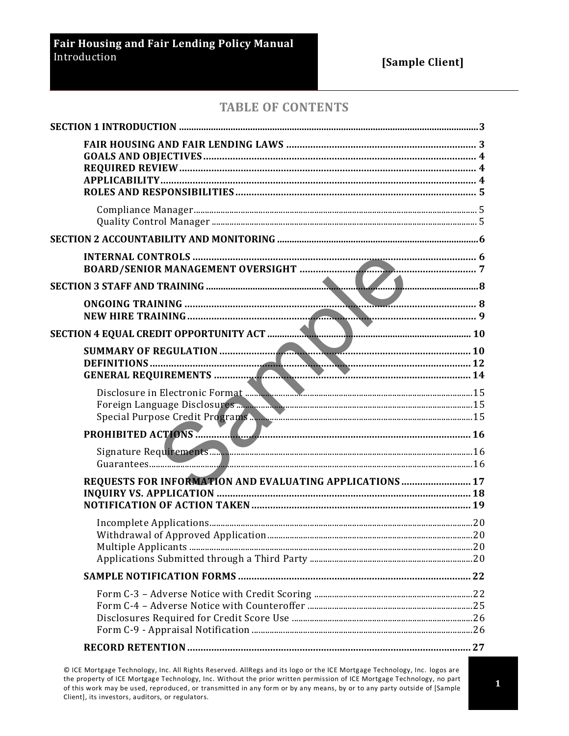# TABLE OF CONTENTS

**SECTION 1 INTRODUCTION** ........................................ 3

- **FAIR HOUSING AND FAIR LENDING LAWS** ........................................ 3
- **GOALS AND OBJECTIVES** ........................................ 4
- **REQUIRED REVIEW** ........................................ 4
- **APPLICABILITY** ........................................ 4
- **ROLES AND RESPONSIBILITIES** ........................................ 5
  - Compliance Manager ........................................ 5
  - Quality Control Manager ........................................ 5

**SECTION 2 ACCOUNTABILITY AND MONITORING** ........................................ 6

- **INTERNAL CONTROLS** ........................................ 6
- **BOARD/SENIOR MANAGEMENT OVERSIGHT** ........................................ 7

**SECTION 3 STAFF AND TRAINING** ........................................ 8

- **ONGOING TRAINING** ........................................ 8
- **NEW HIRE TRAINING** ........................................ 9

**SECTION 4 EQUAL CREDIT OPPORTUNITY ACT** ........................................ 10

- **SUMMARY OF REGULATION** ........................................ 10
- **DEFINITIONS** ........................................ 12
- **GENERAL REQUIREMENTS** ........................................ 14
  - Disclosure in Electronic Format ........................................ 15
  - Foreign Language Disclosures ........................................ 15
  - Special Purpose Credit Programs ........................................ 15
- **PROHIBITED ACTIONS** ........................................ 16
  - Signature Requirements ........................................ 16
  - Guarantees ........................................ 16
- **REQUESTS FOR INFORMATION AND EVALUATING APPLICATIONS** ........................................ 17
- **INQUIRY VS. APPLICATION** ........................................ 18
- **NOTIFICATION OF ACTION TAKEN** ........................................ 19
  - Incomplete Applications ........................................ 20
  - Withdrawal of Approved Application ........................................ 20
  - Multiple Applicants ........................................ 20
  - Applications Submitted through a Third Party ........................................ 20
- **SAMPLE NOTIFICATION FORMS** ........................................ 22
  - Form C-3 – Adverse Notice with Credit Scoring ........................................ 22
  - Form C-4 – Adverse Notice with Counteroffer ........................................ 25
  - Disclosures Required for Credit Score Use ........................................ 26
  - Form C-9 - Appraisal Notification ........................................ 26
- **RECORD RETENTION** ........................................ 27

© ICE Mortgage Technology, Inc. All Rights Reserved. AllRegs and its logo or the ICE Mortgage Technology, Inc. logos are the property of ICE Mortgage Technology, Inc. Without the prior written permission of ICE Mortgage Technology, no part of this work may be used, reproduced, or transmitted in any form or by any means, by or to any party outside of [Sample Client], its investors, auditors, or regulators.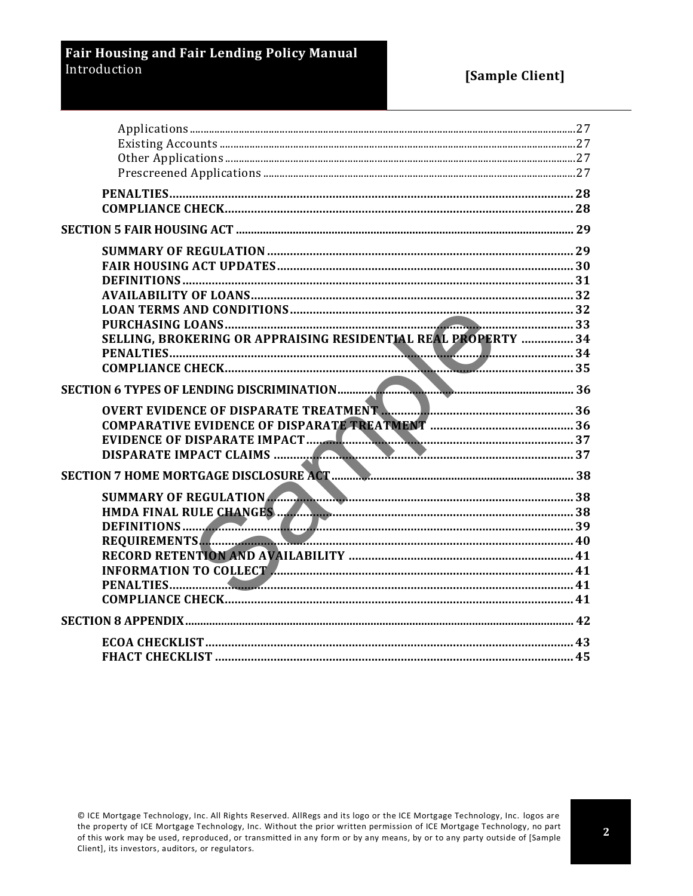- Applications .......... 27
- Existing Accounts .......... 27
- Other Applications .......... 27
- Prescreened Applications .......... 27

**PENALTIES** .......... 28
**COMPLIANCE CHECK** .......... 28

**SECTION 5 FAIR HOUSING ACT** .......... 29

**SUMMARY OF REGULATION** .......... 29
**FAIR HOUSING ACT UPDATES** .......... 30
**DEFINITIONS** .......... 31
**AVAILABILITY OF LOANS** .......... 32
**LOAN TERMS AND CONDITIONS** .......... 32
**PURCHASING LOANS** .......... 33
**SELLING, BROKERING OR APPRAISING RESIDENTIAL REAL PROPERTY** .......... 34
**PENALTIES** .......... 34
**COMPLIANCE CHECK** .......... 35

**SECTION 6 TYPES OF LENDING DISCRIMINATION** .......... 36

**OVERT EVIDENCE OF DISPARATE TREATMENT** .......... 36
**COMPARATIVE EVIDENCE OF DISPARATE TREATMENT** .......... 36
**EVIDENCE OF DISPARATE IMPACT** .......... 37
**DISPARATE IMPACT CLAIMS** .......... 37

**SECTION 7 HOME MORTGAGE DISCLOSURE ACT** .......... 38

**SUMMARY OF REGULATION** .......... 38
**HMDA FINAL RULE CHANGES** .......... 38
**DEFINITIONS** .......... 39
**REQUIREMENTS** .......... 40
**RECORD RETENTION AND AVAILABILITY** .......... 41
**INFORMATION TO COLLECT** .......... 41
**PENALTIES** .......... 41
**COMPLIANCE CHECK** .......... 41

**SECTION 8 APPENDIX** .......... 42

**ECOA CHECKLIST** .......... 43
**FHACT CHECKLIST** .......... 45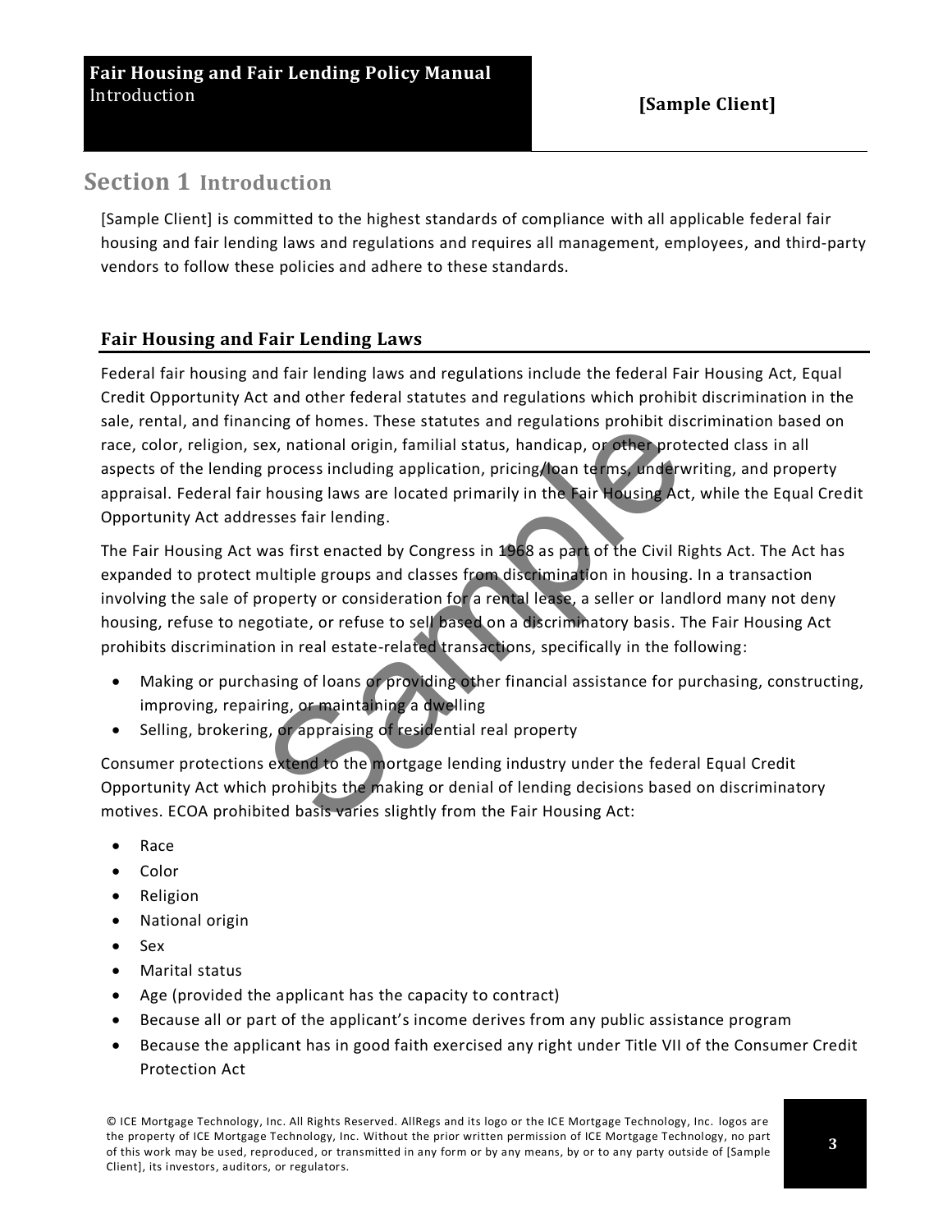# Section 1 Introduction

[Sample Client] is committed to the highest standards of compliance with all applicable federal fair housing and fair lending laws and regulations and requires all management, employees, and third-party vendors to follow these policies and adhere to these standards.

## Fair Housing and Fair Lending Laws

Federal fair housing and fair lending laws and regulations include the federal Fair Housing Act, Equal Credit Opportunity Act and other federal statutes and regulations which prohibit discrimination in the sale, rental, and financing of homes. These statutes and regulations prohibit discrimination based on race, color, religion, sex, national origin, familial status, handicap, or other protected class in all aspects of the lending process including application, pricing/loan terms, underwriting, and property appraisal. Federal fair housing laws are located primarily in the Fair Housing Act, while the Equal Credit Opportunity Act addresses fair lending.

The Fair Housing Act was first enacted by Congress in 1968 as part of the Civil Rights Act. The Act has expanded to protect multiple groups and classes from discrimination in housing. In a transaction involving the sale of property or consideration for a rental lease, a seller or landlord many not deny housing, refuse to negotiate, or refuse to sell based on a discriminatory basis. The Fair Housing Act prohibits discrimination in real estate-related transactions, specifically in the following:

- Making or purchasing of loans or providing other financial assistance for purchasing, constructing, improving, repairing, or maintaining a dwelling
- Selling, brokering, or appraising of residential real property

Consumer protections extend to the mortgage lending industry under the federal Equal Credit Opportunity Act which prohibits the making or denial of lending decisions based on discriminatory motives. ECOA prohibited basis varies slightly from the Fair Housing Act:

- Race
- Color
- Religion
- National origin
- Sex
- Marital status
- Age (provided the applicant has the capacity to contract)
- Because all or part of the applicant's income derives from any public assistance program
- Because the applicant has in good faith exercised any right under Title VII of the Consumer Credit Protection Act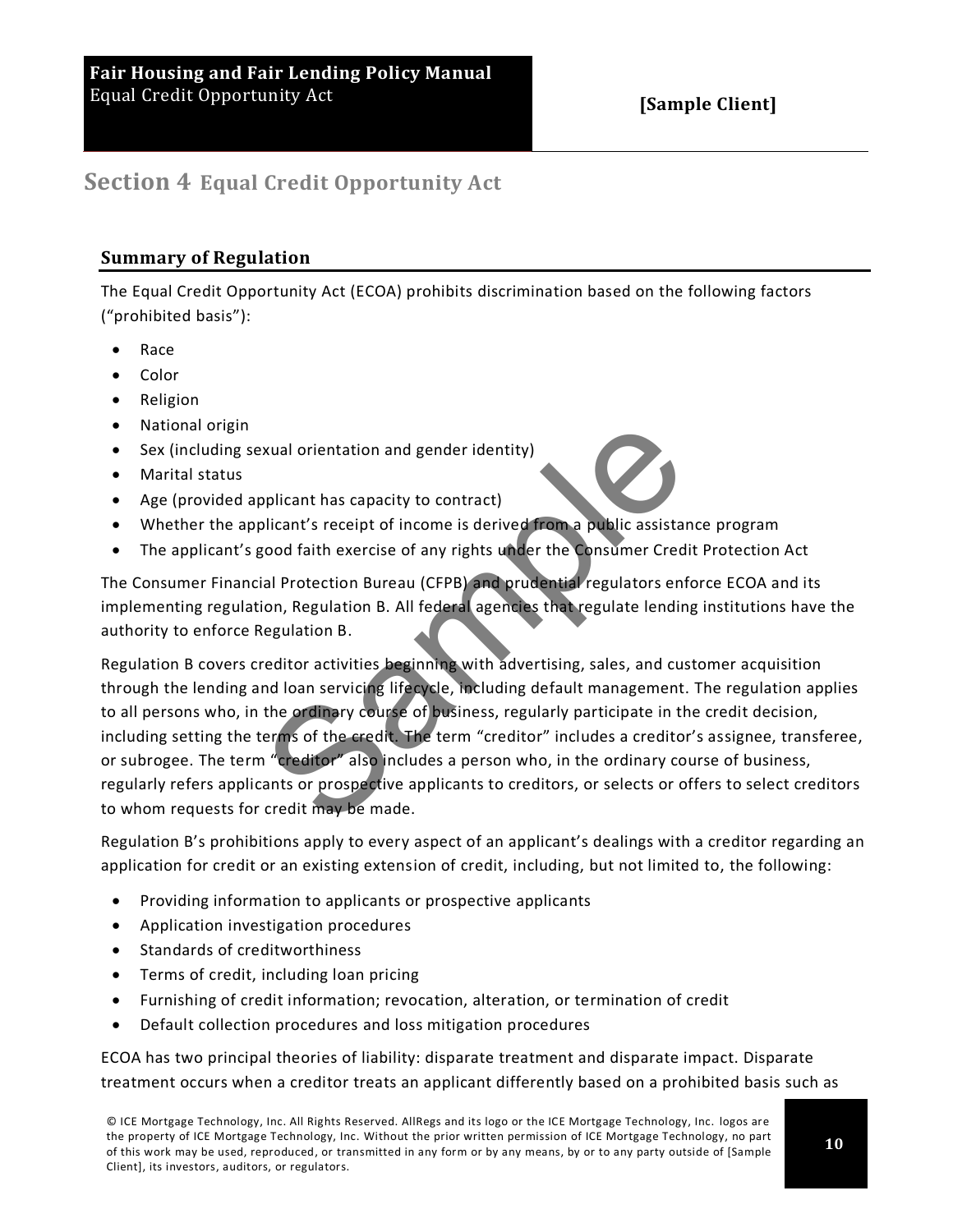# Section 4 Equal Credit Opportunity Act

## Summary of Regulation

The Equal Credit Opportunity Act (ECOA) prohibits discrimination based on the following factors ("prohibited basis"):

- Race
- Color
- Religion
- National origin
- Sex (including sexual orientation and gender identity)
- Marital status
- Age (provided applicant has capacity to contract)
- Whether the applicant's receipt of income is derived from a public assistance program
- The applicant's good faith exercise of any rights under the Consumer Credit Protection Act

The Consumer Financial Protection Bureau (CFPB) and prudential regulators enforce ECOA and its implementing regulation, Regulation B. All federal agencies that regulate lending institutions have the authority to enforce Regulation B.

Regulation B covers creditor activities beginning with advertising, sales, and customer acquisition through the lending and loan servicing lifecycle, including default management. The regulation applies to all persons who, in the ordinary course of business, regularly participate in the credit decision, including setting the terms of the credit. The term "creditor" includes a creditor's assignee, transferee, or subrogee. The term "creditor" also includes a person who, in the ordinary course of business, regularly refers applicants or prospective applicants to creditors, or selects or offers to select creditors to whom requests for credit may be made.

Regulation B's prohibitions apply to every aspect of an applicant's dealings with a creditor regarding an application for credit or an existing extension of credit, including, but not limited to, the following:

- Providing information to applicants or prospective applicants
- Application investigation procedures
- Standards of creditworthiness
- Terms of credit, including loan pricing
- Furnishing of credit information; revocation, alteration, or termination of credit
- Default collection procedures and loss mitigation procedures

ECOA has two principal theories of liability: disparate treatment and disparate impact. Disparate treatment occurs when a creditor treats an applicant differently based on a prohibited basis such as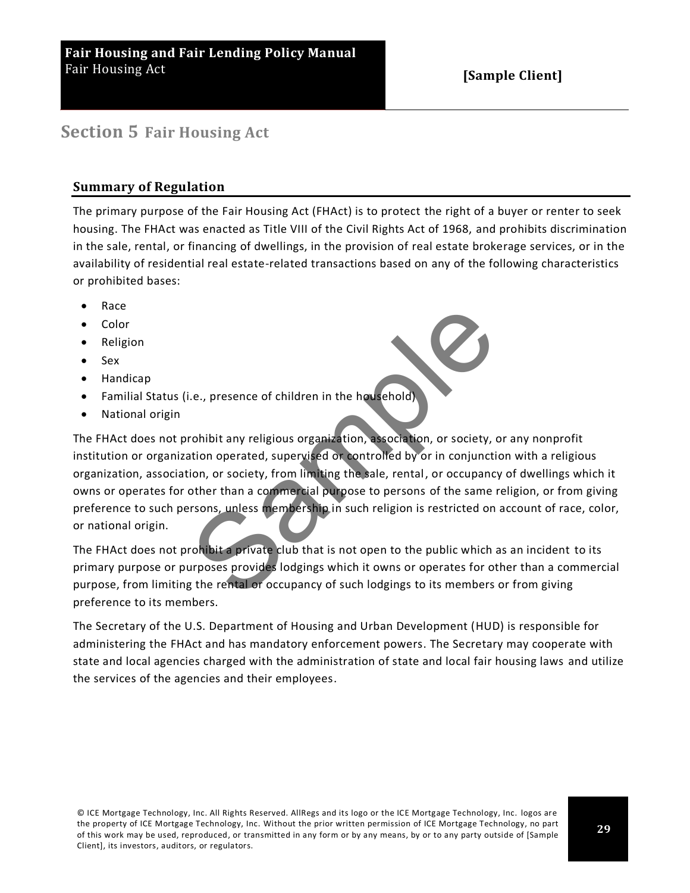# Section 5 Fair Housing Act

## Summary of Regulation

The primary purpose of the Fair Housing Act (FHAct) is to protect the right of a buyer or renter to seek housing. The FHAct was enacted as Title VIII of the Civil Rights Act of 1968, and prohibits discrimination in the sale, rental, or financing of dwellings, in the provision of real estate brokerage services, or in the availability of residential real estate-related transactions based on any of the following characteristics or prohibited bases:

- Race
- Color
- Religion
- Sex
- Handicap
- Familial Status (i.e., presence of children in the household)
- National origin

The FHAct does not prohibit any religious organization, association, or society, or any nonprofit institution or organization operated, supervised or controlled by or in conjunction with a religious organization, association, or society, from limiting the sale, rental, or occupancy of dwellings which it owns or operates for other than a commercial purpose to persons of the same religion, or from giving preference to such persons, unless membership in such religion is restricted on account of race, color, or national origin.

The FHAct does not prohibit a private club that is not open to the public which as an incident to its primary purpose or purposes provides lodgings which it owns or operates for other than a commercial purpose, from limiting the rental or occupancy of such lodgings to its members or from giving preference to its members.

The Secretary of the U.S. Department of Housing and Urban Development (HUD) is responsible for administering the FHAct and has mandatory enforcement powers. The Secretary may cooperate with state and local agencies charged with the administration of state and local fair housing laws and utilize the services of the agencies and their employees.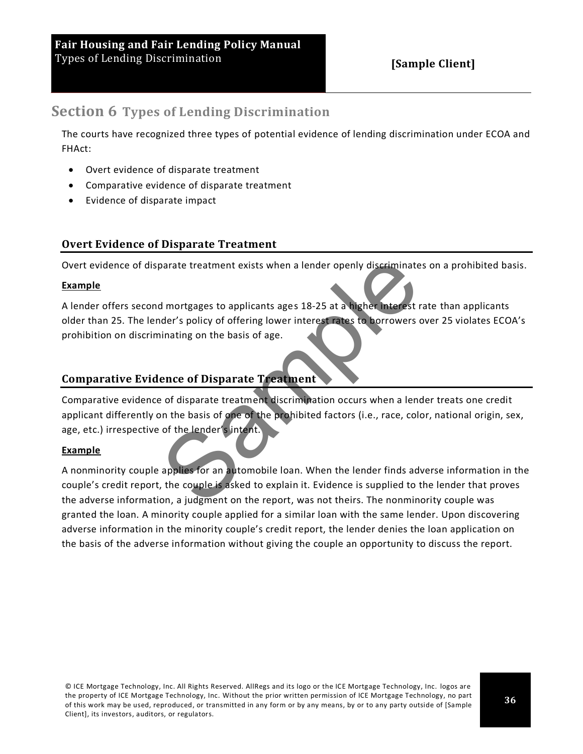# Section 6 Types of Lending Discrimination

The courts have recognized three types of potential evidence of lending discrimination under ECOA and FHAct:

- Overt evidence of disparate treatment
- Comparative evidence of disparate treatment
- Evidence of disparate impact

## Overt Evidence of Disparate Treatment

Overt evidence of disparate treatment exists when a lender openly discriminates on a prohibited basis.

**Example**

A lender offers second mortgages to applicants ages 18-25 at a higher interest rate than applicants older than 25. The lender's policy of offering lower interest rates to borrowers over 25 violates ECOA's prohibition on discriminating on the basis of age.

## Comparative Evidence of Disparate Treatment

Comparative evidence of disparate treatment discrimination occurs when a lender treats one credit applicant differently on the basis of one of the prohibited factors (i.e., race, color, national origin, sex, age, etc.) irrespective of the lender's intent.

**Example**

A nonminority couple applies for an automobile loan. When the lender finds adverse information in the couple's credit report, the couple is asked to explain it. Evidence is supplied to the lender that proves the adverse information, a judgment on the report, was not theirs. The nonminority couple was granted the loan. A minority couple applied for a similar loan with the same lender. Upon discovering adverse information in the minority couple's credit report, the lender denies the loan application on the basis of the adverse information without giving the couple an opportunity to discuss the report.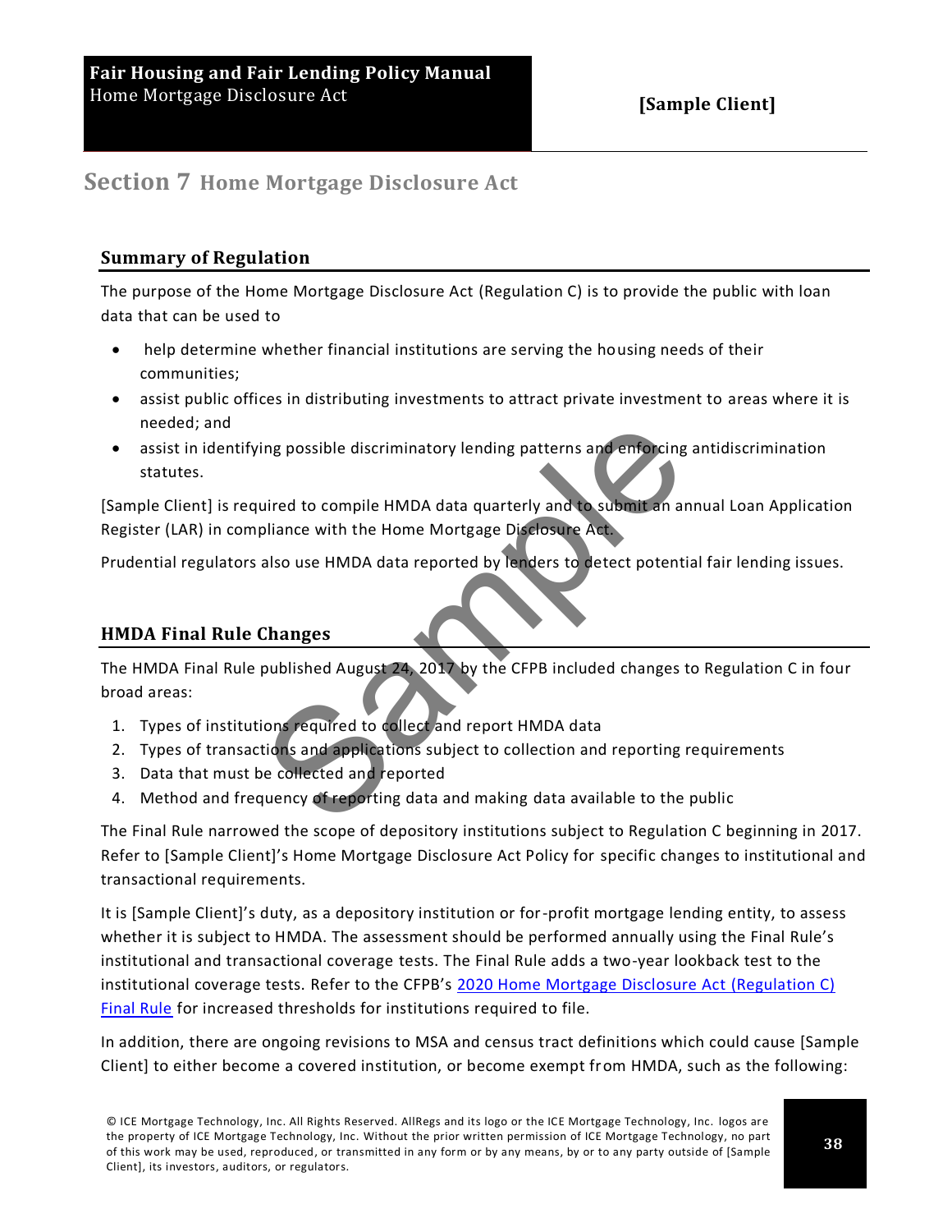## Section 7 Home Mortgage Disclosure Act

### Summary of Regulation

The purpose of the Home Mortgage Disclosure Act (Regulation C) is to provide the public with loan data that can be used to

- help determine whether financial institutions are serving the housing needs of their communities;
- assist public offices in distributing investments to attract private investment to areas where it is needed; and
- assist in identifying possible discriminatory lending patterns and enforcing antidiscrimination statutes.

[Sample Client] is required to compile HMDA data quarterly and to submit an annual Loan Application Register (LAR) in compliance with the Home Mortgage Disclosure Act.

Prudential regulators also use HMDA data reported by lenders to detect potential fair lending issues.

### HMDA Final Rule Changes

The HMDA Final Rule published August 24, 2017 by the CFPB included changes to Regulation C in four broad areas:

1. Types of institutions required to collect and report HMDA data
2. Types of transactions and applications subject to collection and reporting requirements
3. Data that must be collected and reported
4. Method and frequency of reporting data and making data available to the public

The Final Rule narrowed the scope of depository institutions subject to Regulation C beginning in 2017. Refer to [Sample Client]'s Home Mortgage Disclosure Act Policy for specific changes to institutional and transactional requirements.

It is [Sample Client]'s duty, as a depository institution or for-profit mortgage lending entity, to assess whether it is subject to HMDA. The assessment should be performed annually using the Final Rule's institutional and transactional coverage tests. The Final Rule adds a two-year lookback test to the institutional coverage tests. Refer to the CFPB's 2020 Home Mortgage Disclosure Act (Regulation C) Final Rule for increased thresholds for institutions required to file.

In addition, there are ongoing revisions to MSA and census tract definitions which could cause [Sample Client] to either become a covered institution, or become exempt from HMDA, such as the following: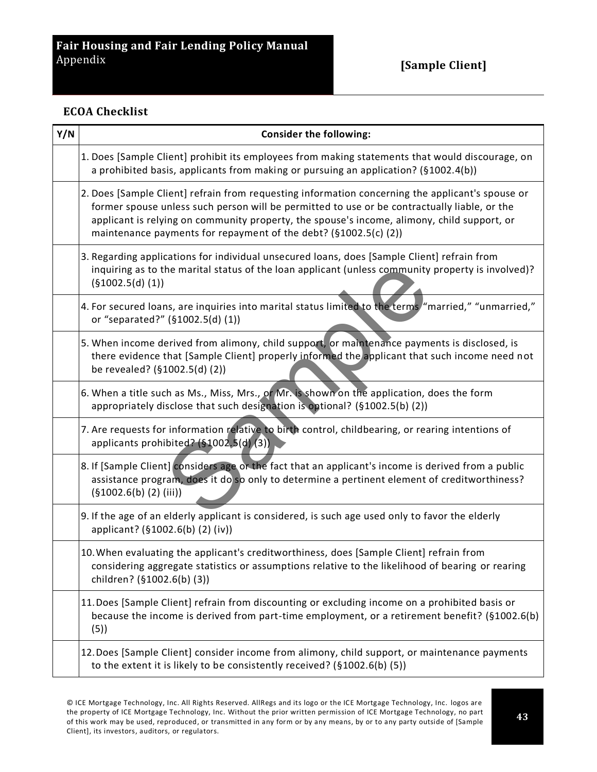## ECOA Checklist

| Y/N | Consider the following: |
|---|---|
| | 1. Does [Sample Client] prohibit its employees from making statements that would discourage, on a prohibited basis, applicants from making or pursuing an application? (§1002.4(b)) |
| | 2. Does [Sample Client] refrain from requesting information concerning the applicant's spouse or former spouse unless such person will be permitted to use or be contractually liable, or the applicant is relying on community property, the spouse's income, alimony, child support, or maintenance payments for repayment of the debt? (§1002.5(c) (2)) |
| | 3. Regarding applications for individual unsecured loans, does [Sample Client] refrain from inquiring as to the marital status of the loan applicant (unless community property is involved)? (§1002.5(d) (1)) |
| | 4. For secured loans, are inquiries into marital status limited to the terms "married," "unmarried," or "separated?" (§1002.5(d) (1)) |
| | 5. When income derived from alimony, child support, or maintenance payments is disclosed, is there evidence that [Sample Client] properly informed the applicant that such income need not be revealed? (§1002.5(d) (2)) |
| | 6. When a title such as Ms., Miss, Mrs., or Mr. is shown on the application, does the form appropriately disclose that such designation is optional? (§1002.5(b) (2)) |
| | 7. Are requests for information relative to birth control, childbearing, or rearing intentions of applicants prohibited? (§1002.5(d) (3)) |
| | 8. If [Sample Client] considers age or the fact that an applicant's income is derived from a public assistance program, does it do so only to determine a pertinent element of creditworthiness? (§1002.6(b) (2) (iii)) |
| | 9. If the age of an elderly applicant is considered, is such age used only to favor the elderly applicant? (§1002.6(b) (2) (iv)) |
| | 10. When evaluating the applicant's creditworthiness, does [Sample Client] refrain from considering aggregate statistics or assumptions relative to the likelihood of bearing or rearing children? (§1002.6(b) (3)) |
| | 11. Does [Sample Client] refrain from discounting or excluding income on a prohibited basis or because the income is derived from part-time employment, or a retirement benefit? (§1002.6(b) (5)) |
| | 12. Does [Sample Client] consider income from alimony, child support, or maintenance payments to the extent it is likely to be consistently received? (§1002.6(b) (5)) |